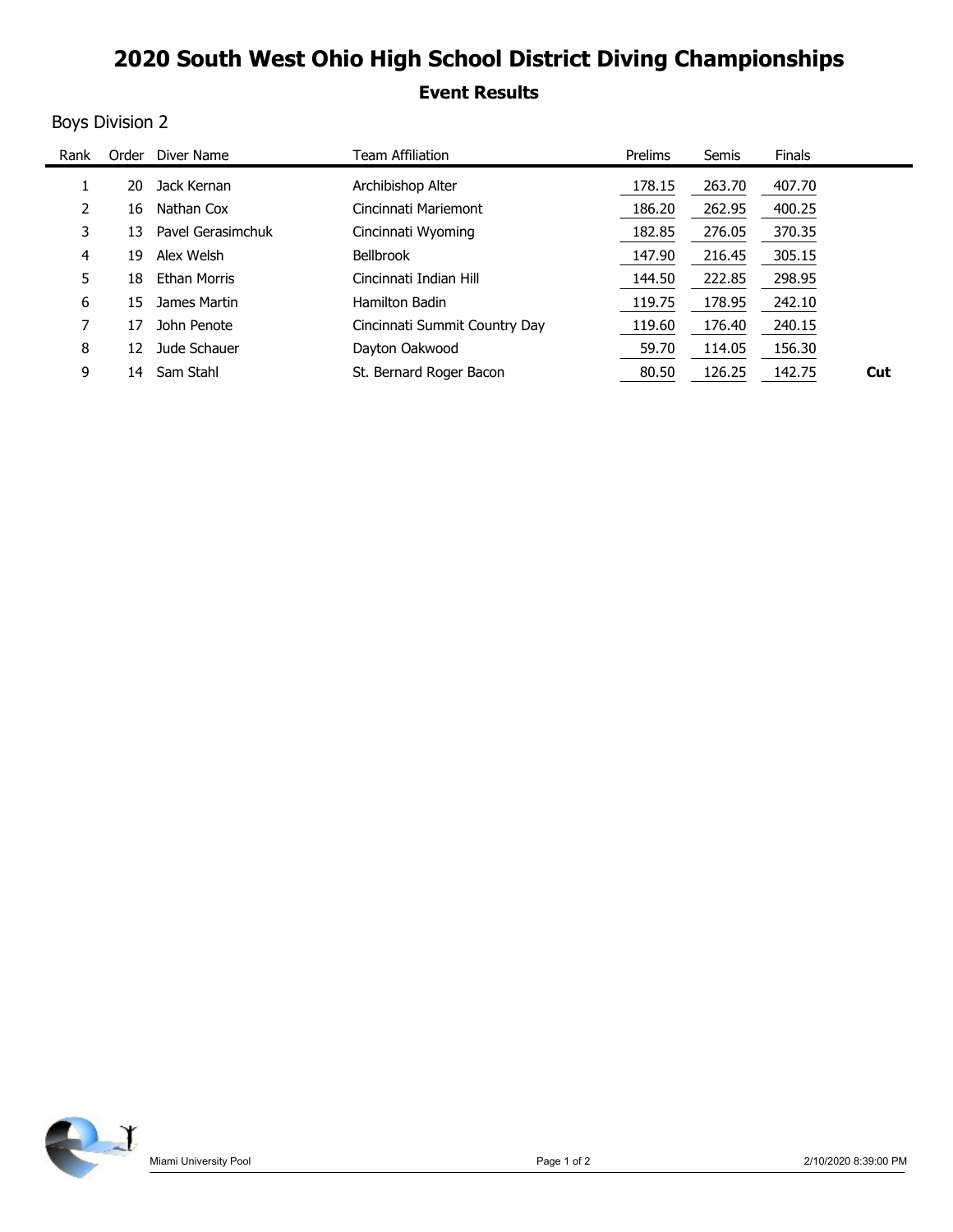# 2020 South West Ohio High School District Diving Championships

## Event Results

### Boys Division 2

| Rank | Order | Diver Name | Team Affiliation | Prelims | Semis | Finals | |
|---|---|---|---|---|---|---|---|
| 1 | 20 | Jack Kernan | Archibishop Alter | 178.15 | 263.70 | 407.70 | |
| 2 | 16 | Nathan Cox | Cincinnati Mariemont | 186.20 | 262.95 | 400.25 | |
| 3 | 13 | Pavel Gerasimchuk | Cincinnati Wyoming | 182.85 | 276.05 | 370.35 | |
| 4 | 19 | Alex Welsh | Bellbrook | 147.90 | 216.45 | 305.15 | |
| 5 | 18 | Ethan Morris | Cincinnati Indian Hill | 144.50 | 222.85 | 298.95 | |
| 6 | 15 | James Martin | Hamilton Badin | 119.75 | 178.95 | 242.10 | |
| 7 | 17 | John Penote | Cincinnati Summit Country Day | 119.60 | 176.40 | 240.15 | |
| 8 | 12 | Jude Schauer | Dayton Oakwood | 59.70 | 114.05 | 156.30 | |
| 9 | 14 | Sam Stahl | St. Bernard Roger Bacon | 80.50 | 126.25 | 142.75 | **Cut** |

Miami University Pool — 2/10/2020 8:39:00 PM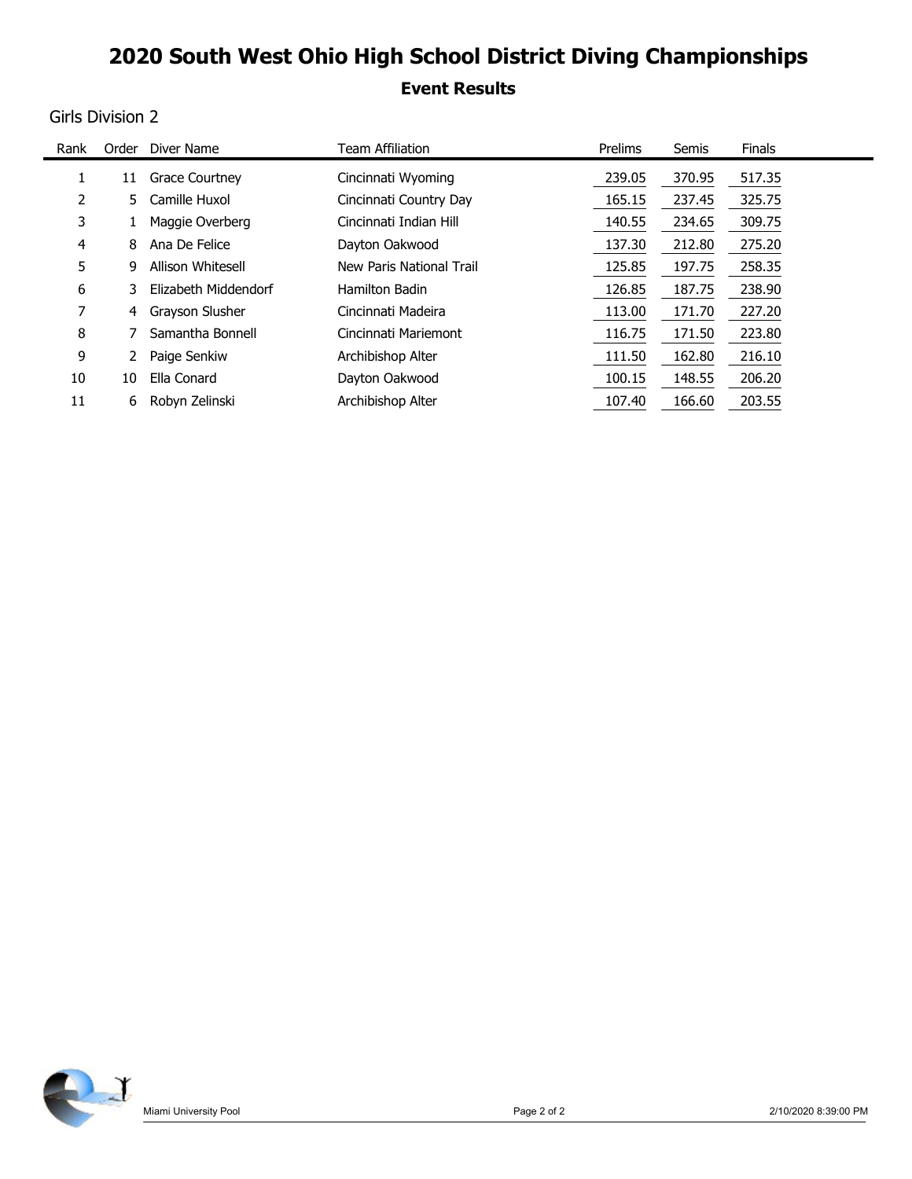# 2020 South West Ohio High School District Diving Championships

## Event Results

### Girls Division 2

| Rank | Order | Diver Name | Team Affiliation | Prelims | Semis | Finals |
|---|---|---|---|---|---|---|
| 1 | 11 | Grace Courtney | Cincinnati Wyoming | 239.05 | 370.95 | 517.35 |
| 2 | 5 | Camille Huxol | Cincinnati Country Day | 165.15 | 237.45 | 325.75 |
| 3 | 1 | Maggie Overberg | Cincinnati Indian Hill | 140.55 | 234.65 | 309.75 |
| 4 | 8 | Ana De Felice | Dayton Oakwood | 137.30 | 212.80 | 275.20 |
| 5 | 9 | Allison Whitesell | New Paris National Trail | 125.85 | 197.75 | 258.35 |
| 6 | 3 | Elizabeth Middendorf | Hamilton Badin | 126.85 | 187.75 | 238.90 |
| 7 | 4 | Grayson Slusher | Cincinnati Madeira | 113.00 | 171.70 | 227.20 |
| 8 | 7 | Samantha Bonnell | Cincinnati Mariemont | 116.75 | 171.50 | 223.80 |
| 9 | 2 | Paige Senkiw | Archibishop Alter | 111.50 | 162.80 | 216.10 |
| 10 | 10 | Ella Conard | Dayton Oakwood | 100.15 | 148.55 | 206.20 |
| 11 | 6 | Robyn Zelinski | Archibishop Alter | 107.40 | 166.60 | 203.55 |

Miami University Pool

2/10/2020 8:39:00 PM